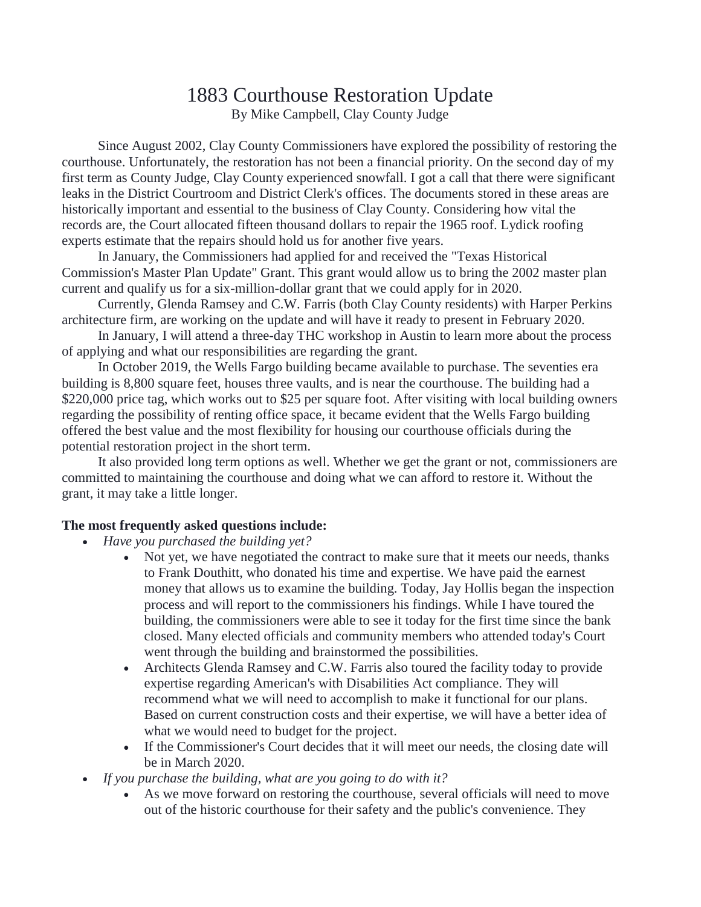# 1883 Courthouse Restoration Update

By Mike Campbell, Clay County Judge

Since August 2002, Clay County Commissioners have explored the possibility of restoring the courthouse. Unfortunately, the restoration has not been a financial priority. On the second day of my first term as County Judge, Clay County experienced snowfall. I got a call that there were significant leaks in the District Courtroom and District Clerk's offices. The documents stored in these areas are historically important and essential to the business of Clay County. Considering how vital the records are, the Court allocated fifteen thousand dollars to repair the 1965 roof. Lydick roofing experts estimate that the repairs should hold us for another five years.

In January, the Commissioners had applied for and received the "Texas Historical Commission's Master Plan Update" Grant. This grant would allow us to bring the 2002 master plan current and qualify us for a six-million-dollar grant that we could apply for in 2020.

Currently, Glenda Ramsey and C.W. Farris (both Clay County residents) with Harper Perkins architecture firm, are working on the update and will have it ready to present in February 2020.

In January, I will attend a three-day THC workshop in Austin to learn more about the process of applying and what our responsibilities are regarding the grant.

In October 2019, the Wells Fargo building became available to purchase. The seventies era building is 8,800 square feet, houses three vaults, and is near the courthouse. The building had a $220,000 price tag, which works out to $25 per square foot. After visiting with local building owners regarding the possibility of renting office space, it became evident that the Wells Fargo building offered the best value and the most flexibility for housing our courthouse officials during the potential restoration project in the short term.

It also provided long term options as well. Whether we get the grant or not, commissioners are committed to maintaining the courthouse and doing what we can afford to restore it. Without the grant, it may take a little longer.

**The most frequently asked questions include:**

- *Have you purchased the building yet?*
  - Not yet, we have negotiated the contract to make sure that it meets our needs, thanks to Frank Douthitt, who donated his time and expertise. We have paid the earnest money that allows us to examine the building. Today, Jay Hollis began the inspection process and will report to the commissioners his findings. While I have toured the building, the commissioners were able to see it today for the first time since the bank closed. Many elected officials and community members who attended today's Court went through the building and brainstormed the possibilities.
  - Architects Glenda Ramsey and C.W. Farris also toured the facility today to provide expertise regarding American's with Disabilities Act compliance. They will recommend what we will need to accomplish to make it functional for our plans. Based on current construction costs and their expertise, we will have a better idea of what we would need to budget for the project.
  - If the Commissioner's Court decides that it will meet our needs, the closing date will be in March 2020.
- *If you purchase the building, what are you going to do with it?*
  - As we move forward on restoring the courthouse, several officials will need to move out of the historic courthouse for their safety and the public's convenience. They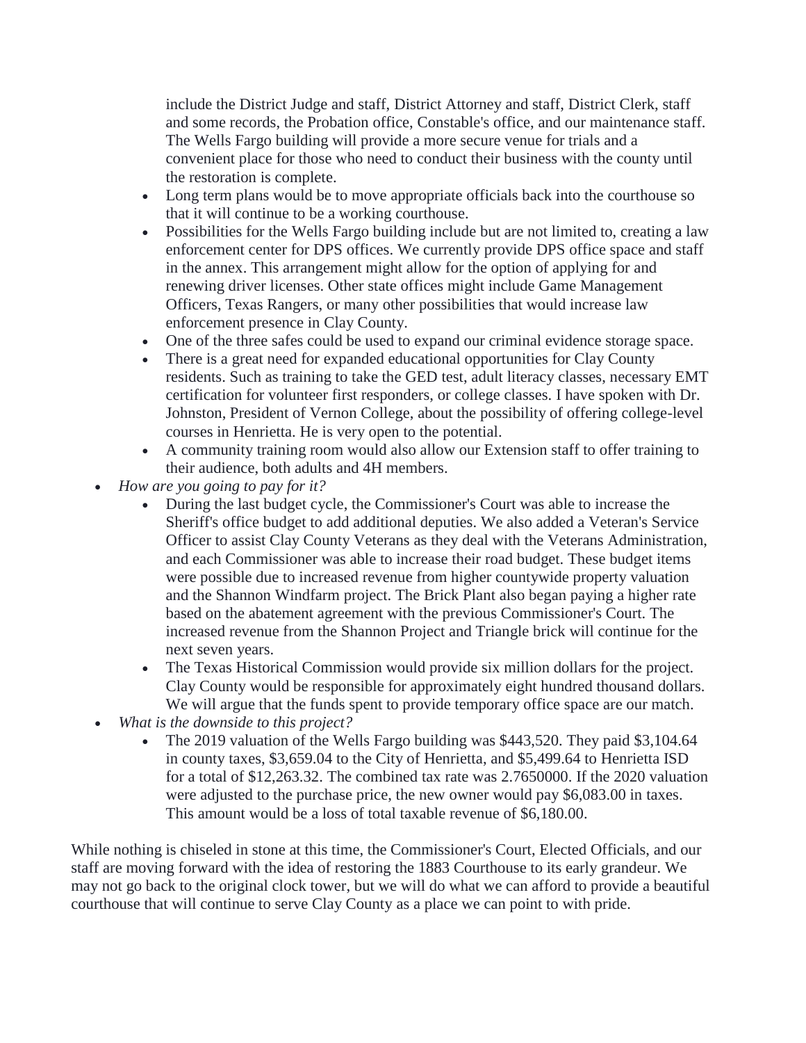include the District Judge and staff, District Attorney and staff, District Clerk, staff and some records, the Probation office, Constable's office, and our maintenance staff. The Wells Fargo building will provide a more secure venue for trials and a convenient place for those who need to conduct their business with the county until the restoration is complete.

- Long term plans would be to move appropriate officials back into the courthouse so that it will continue to be a working courthouse.
- Possibilities for the Wells Fargo building include but are not limited to, creating a law enforcement center for DPS offices. We currently provide DPS office space and staff in the annex. This arrangement might allow for the option of applying for and renewing driver licenses. Other state offices might include Game Management Officers, Texas Rangers, or many other possibilities that would increase law enforcement presence in Clay County.
- One of the three safes could be used to expand our criminal evidence storage space.
- There is a great need for expanded educational opportunities for Clay County residents. Such as training to take the GED test, adult literacy classes, necessary EMT certification for volunteer first responders, or college classes. I have spoken with Dr. Johnston, President of Vernon College, about the possibility of offering college-level courses in Henrietta. He is very open to the potential.
- A community training room would also allow our Extension staff to offer training to their audience, both adults and 4H members.

- *How are you going to pay for it?*
  - During the last budget cycle, the Commissioner's Court was able to increase the Sheriff's office budget to add additional deputies. We also added a Veteran's Service Officer to assist Clay County Veterans as they deal with the Veterans Administration, and each Commissioner was able to increase their road budget. These budget items were possible due to increased revenue from higher countywide property valuation and the Shannon Windfarm project. The Brick Plant also began paying a higher rate based on the abatement agreement with the previous Commissioner's Court. The increased revenue from the Shannon Project and Triangle brick will continue for the next seven years.
  - The Texas Historical Commission would provide six million dollars for the project. Clay County would be responsible for approximately eight hundred thousand dollars. We will argue that the funds spent to provide temporary office space are our match.
- *What is the downside to this project?*
  - The 2019 valuation of the Wells Fargo building was $443,520. They paid $3,104.64 in county taxes, $3,659.04 to the City of Henrietta, and $5,499.64 to Henrietta ISD for a total of $12,263.32. The combined tax rate was 2.7650000. If the 2020 valuation were adjusted to the purchase price, the new owner would pay $6,083.00 in taxes. This amount would be a loss of total taxable revenue of $6,180.00.

While nothing is chiseled in stone at this time, the Commissioner's Court, Elected Officials, and our staff are moving forward with the idea of restoring the 1883 Courthouse to its early grandeur. We may not go back to the original clock tower, but we will do what we can afford to provide a beautiful courthouse that will continue to serve Clay County as a place we can point to with pride.